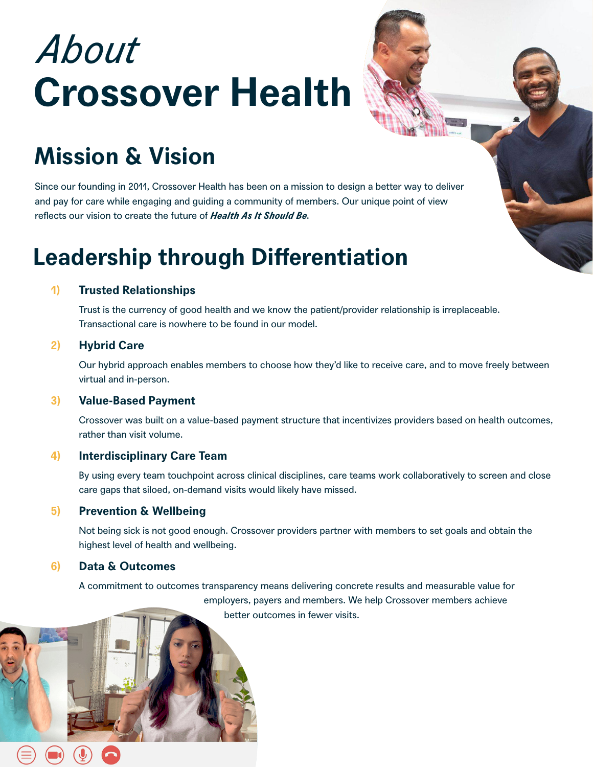# *About* Crossover Health

## Mission & Vision

Since our founding in 2011, Crossover Health has been on a mission to design a better way to deliver and pay for care while engaging and guiding a community of members. Our unique point of view reflects our vision to create the future of ***Health As It Should Be.***

## Leadership through Differentiation

1) **Trusted Relationships**

   Trust is the currency of good health and we know the patient/provider relationship is irreplaceable. Transactional care is nowhere to be found in our model.

2) **Hybrid Care**

   Our hybrid approach enables members to choose how they'd like to receive care, and to move freely between virtual and in-person.

3) **Value-Based Payment**

   Crossover was built on a value-based payment structure that incentivizes providers based on health outcomes, rather than visit volume.

4) **Interdisciplinary Care Team**

   By using every team touchpoint across clinical disciplines, care teams work collaboratively to screen and close care gaps that siloed, on-demand visits would likely have missed.

5) **Prevention & Wellbeing**

   Not being sick is not good enough. Crossover providers partner with members to set goals and obtain the highest level of health and wellbeing.

6) **Data & Outcomes**

   A commitment to outcomes transparency means delivering concrete results and measurable value for employers, payers and members. We help Crossover members achieve better outcomes in fewer visits.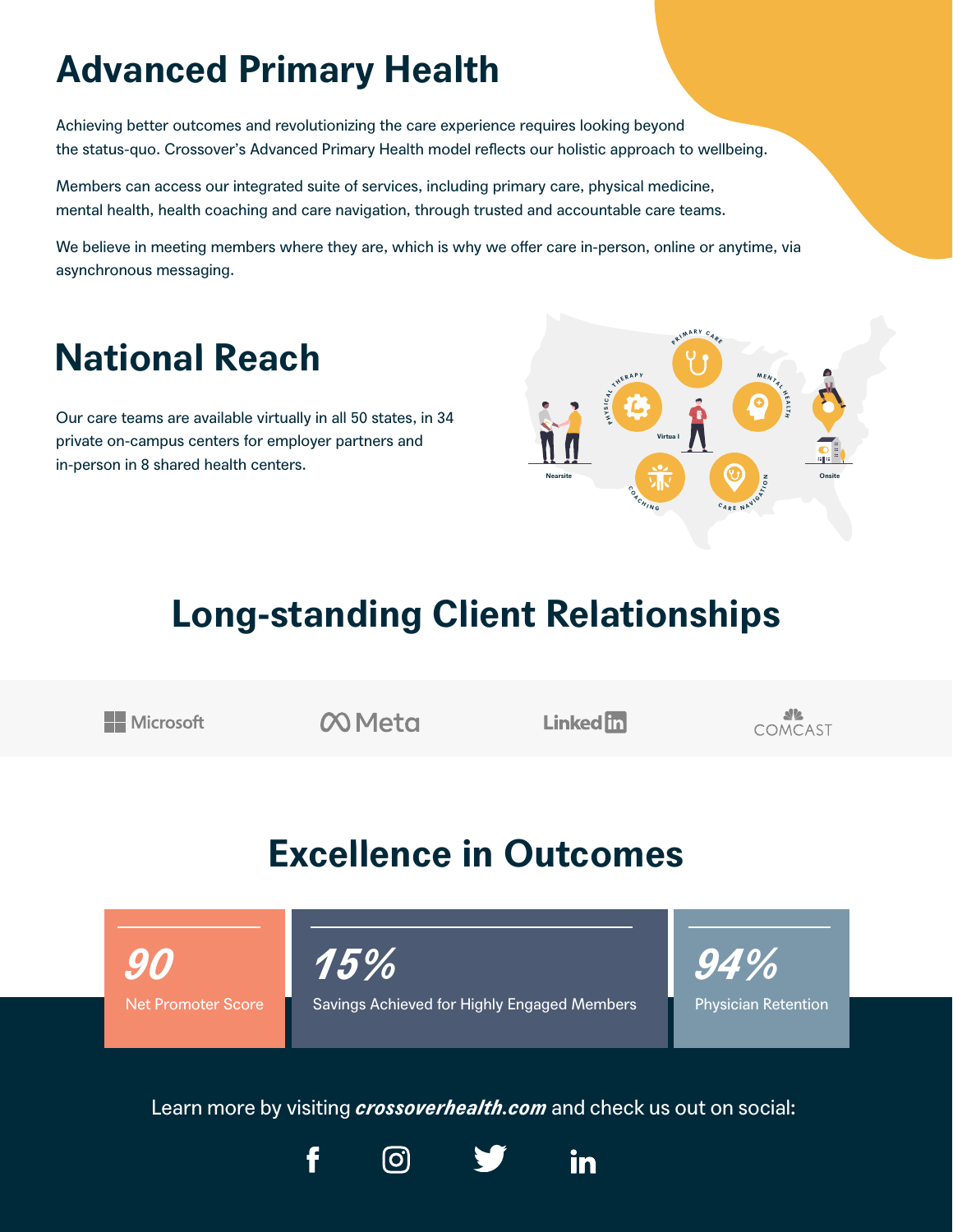# Advanced Primary Health

Achieving better outcomes and revolutionizing the care experience requires looking beyond the status-quo. Crossover's Advanced Primary Health model reflects our holistic approach to wellbeing.

Members can access our integrated suite of services, including primary care, physical medicine, mental health, health coaching and care navigation, through trusted and accountable care teams.

We believe in meeting members where they are, which is why we offer care in-person, online or anytime, via asynchronous messaging.

# National Reach

Our care teams are available virtually in all 50 states, in 34 private on-campus centers for employer partners and in-person in 8 shared health centers.

Primary Care
Physical Therapy
Mental Health
Virtual
Nearsite
Onsite
Coaching
Care Navigation

# Long-standing Client Relationships

Microsoft
Meta
LinkedIn
Comcast

# Excellence in Outcomes

***90***
Net Promoter Score

***15%***
Savings Achieved for Highly Engaged Members

***94%***
Physician Retention

Learn more by visiting ***crossoverhealth.com*** and check us out on social: